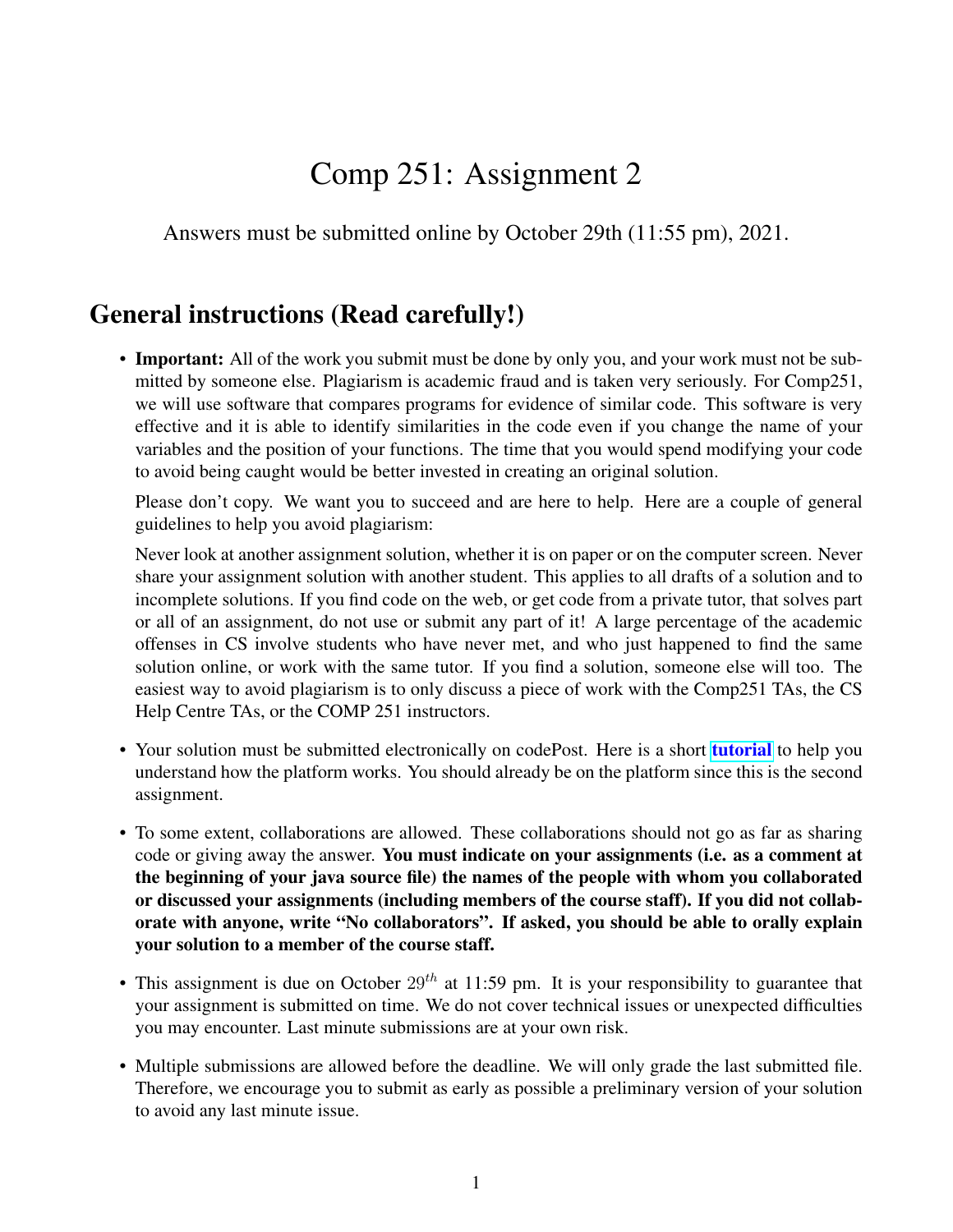# Comp 251: Assignment 2

Answers must be submitted online by October 29th (11:55 pm), 2021.

## General instructions (Read carefully!)

- **Important:** All of the work you submit must be done by only you, and your work must not be submitted by someone else. Plagiarism is academic fraud and is taken very seriously. For Comp251, we will use software that compares programs for evidence of similar code. This software is very effective and it is able to identify similarities in the code even if you change the name of your variables and the position of your functions. The time that you would spend modifying your code to avoid being caught would be better invested in creating an original solution.

  Please don't copy. We want you to succeed and are here to help. Here are a couple of general guidelines to help you avoid plagiarism:

  Never look at another assignment solution, whether it is on paper or on the computer screen. Never share your assignment solution with another student. This applies to all drafts of a solution and to incomplete solutions. If you find code on the web, or get code from a private tutor, that solves part or all of an assignment, do not use or submit any part of it! A large percentage of the academic offenses in CS involve students who have never met, and who just happened to find the same solution online, or work with the same tutor. If you find a solution, someone else will too. The easiest way to avoid plagiarism is to only discuss a piece of work with the Comp251 TAs, the CS Help Centre TAs, or the COMP 251 instructors.

- Your solution must be submitted electronically on codePost. Here is a short **tutorial** to help you understand how the platform works. You should already be on the platform since this is the second assignment.

- To some extent, collaborations are allowed. These collaborations should not go as far as sharing code or giving away the answer. **You must indicate on your assignments (i.e. as a comment at the beginning of your java source file) the names of the people with whom you collaborated or discussed your assignments (including members of the course staff). If you did not collaborate with anyone, write "No collaborators". If asked, you should be able to orally explain your solution to a member of the course staff.**

- This assignment is due on October $29^{th}$ at 11:59 pm. It is your responsibility to guarantee that your assignment is submitted on time. We do not cover technical issues or unexpected difficulties you may encounter. Last minute submissions are at your own risk.

- Multiple submissions are allowed before the deadline. We will only grade the last submitted file. Therefore, we encourage you to submit as early as possible a preliminary version of your solution to avoid any last minute issue.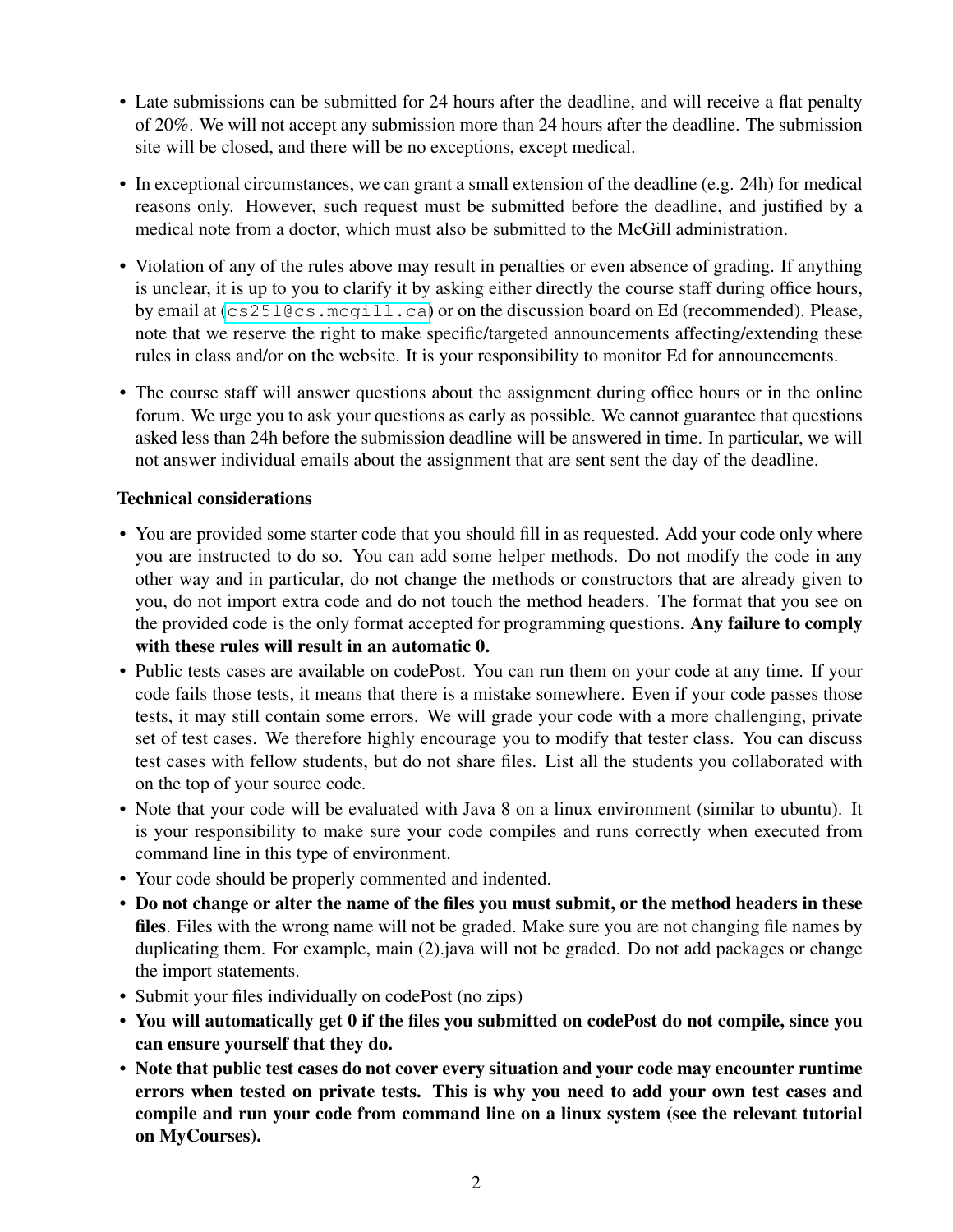- Late submissions can be submitted for 24 hours after the deadline, and will receive a flat penalty of 20%. We will not accept any submission more than 24 hours after the deadline. The submission site will be closed, and there will be no exceptions, except medical.
- In exceptional circumstances, we can grant a small extension of the deadline (e.g. 24h) for medical reasons only. However, such request must be submitted before the deadline, and justified by a medical note from a doctor, which must also be submitted to the McGill administration.
- Violation of any of the rules above may result in penalties or even absence of grading. If anything is unclear, it is up to you to clarify it by asking either directly the course staff during office hours, by email at (`cs251@cs.mcgill.ca`) or on the discussion board on Ed (recommended). Please, note that we reserve the right to make specific/targeted announcements affecting/extending these rules in class and/or on the website. It is your responsibility to monitor Ed for announcements.
- The course staff will answer questions about the assignment during office hours or in the online forum. We urge you to ask your questions as early as possible. We cannot guarantee that questions asked less than 24h before the submission deadline will be answered in time. In particular, we will not answer individual emails about the assignment that are sent sent the day of the deadline.

**Technical considerations**

- You are provided some starter code that you should fill in as requested. Add your code only where you are instructed to do so. You can add some helper methods. Do not modify the code in any other way and in particular, do not change the methods or constructors that are already given to you, do not import extra code and do not touch the method headers. The format that you see on the provided code is the only format accepted for programming questions. **Any failure to comply with these rules will result in an automatic 0.**
- Public tests cases are available on codePost. You can run them on your code at any time. If your code fails those tests, it means that there is a mistake somewhere. Even if your code passes those tests, it may still contain some errors. We will grade your code with a more challenging, private set of test cases. We therefore highly encourage you to modify that tester class. You can discuss test cases with fellow students, but do not share files. List all the students you collaborated with on the top of your source code.
- Note that your code will be evaluated with Java 8 on a linux environment (similar to ubuntu). It is your responsibility to make sure your code compiles and runs correctly when executed from command line in this type of environment.
- Your code should be properly commented and indented.
- **Do not change or alter the name of the files you must submit, or the method headers in these files**. Files with the wrong name will not be graded. Make sure you are not changing file names by duplicating them. For example, main (2).java will not be graded. Do not add packages or change the import statements.
- Submit your files individually on codePost (no zips)
- **You will automatically get 0 if the files you submitted on codePost do not compile, since you can ensure yourself that they do.**
- **Note that public test cases do not cover every situation and your code may encounter runtime errors when tested on private tests. This is why you need to add your own test cases and compile and run your code from command line on a linux system (see the relevant tutorial on MyCourses).**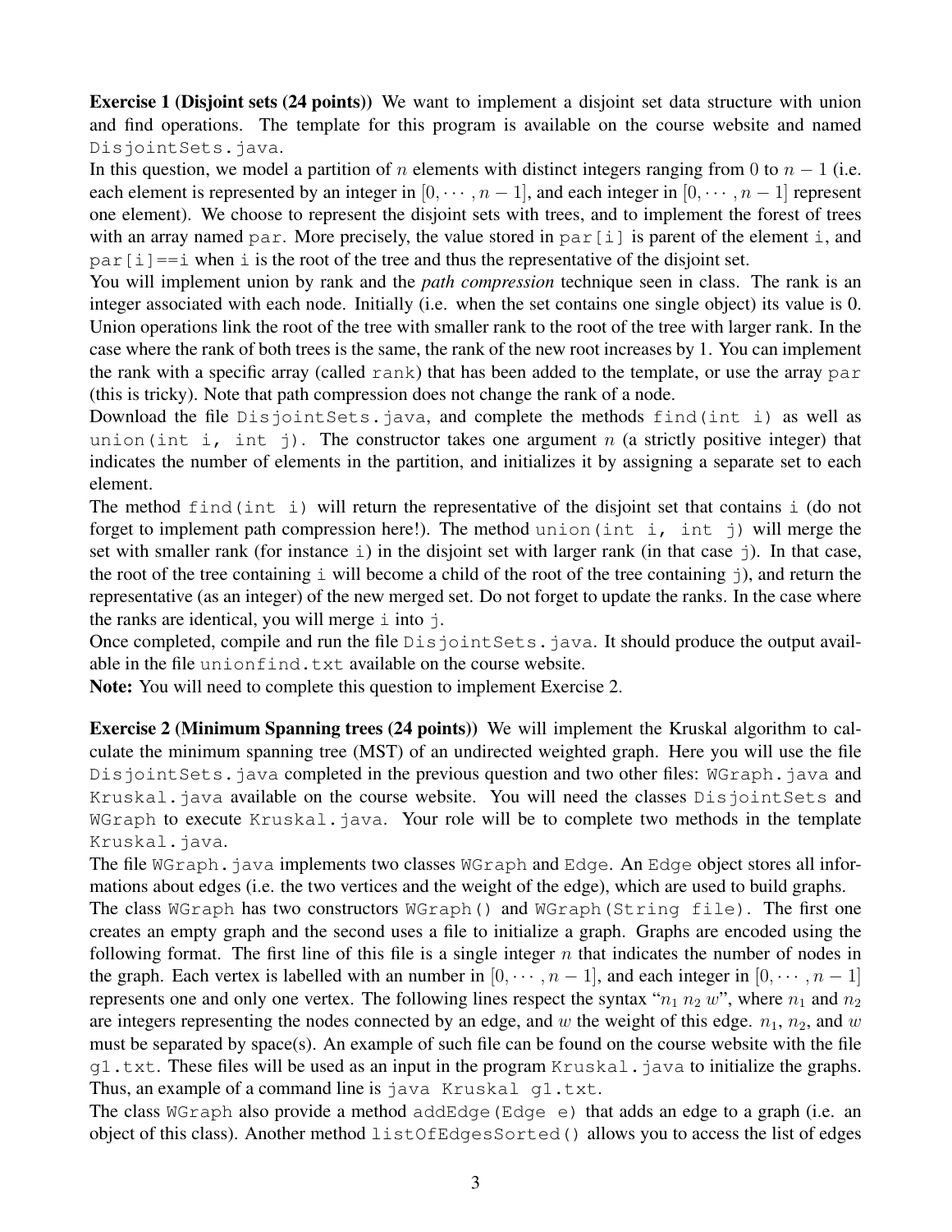**Exercise 1 (Disjoint sets (24 points))** We want to implement a disjoint set data structure with union and find operations. The template for this program is available on the course website and named `DisjointSets.java`.

In this question, we model a partition of $n$ elements with distinct integers ranging from 0 to $n-1$ (i.e. each element is represented by an integer in $[0, \cdots, n-1]$, and each integer in $[0, \cdots, n-1]$ represent one element). We choose to represent the disjoint sets with trees, and to implement the forest of trees with an array named `par`. More precisely, the value stored in `par[i]` is parent of the element `i`, and `par[i]==i` when `i` is the root of the tree and thus the representative of the disjoint set.

You will implement union by rank and the *path compression* technique seen in class. The rank is an integer associated with each node. Initially (i.e. when the set contains one single object) its value is 0. Union operations link the root of the tree with smaller rank to the root of the tree with larger rank. In the case where the rank of both trees is the same, the rank of the new root increases by 1. You can implement the rank with a specific array (called `rank`) that has been added to the template, or use the array `par` (this is tricky). Note that path compression does not change the rank of a node.

Download the file `DisjointSets.java`, and complete the methods `find(int i)` as well as `union(int i, int j)`. The constructor takes one argument $n$ (a strictly positive integer) that indicates the number of elements in the partition, and initializes it by assigning a separate set to each element.

The method `find(int i)` will return the representative of the disjoint set that contains `i` (do not forget to implement path compression here!). The method `union(int i, int j)` will merge the set with smaller rank (for instance `i`) in the disjoint set with larger rank (in that case `j`). In that case, the root of the tree containing `i` will become a child of the root of the tree containing `j`), and return the representative (as an integer) of the new merged set. Do not forget to update the ranks. In the case where the ranks are identical, you will merge `i` into `j`.

Once completed, compile and run the file `DisjointSets.java`. It should produce the output available in the file `unionfind.txt` available on the course website.

**Note:** You will need to complete this question to implement Exercise 2.

**Exercise 2 (Minimum Spanning trees (24 points))** We will implement the Kruskal algorithm to calculate the minimum spanning tree (MST) of an undirected weighted graph. Here you will use the file `DisjointSets.java` completed in the previous question and two other files: `WGraph.java` and `Kruskal.java` available on the course website. You will need the classes `DisjointSets` and `WGraph` to execute `Kruskal.java`. Your role will be to complete two methods in the template `Kruskal.java`.

The file `WGraph.java` implements two classes `WGraph` and `Edge`. An `Edge` object stores all informations about edges (i.e. the two vertices and the weight of the edge), which are used to build graphs.

The class `WGraph` has two constructors `WGraph()` and `WGraph(String file)`. The first one creates an empty graph and the second uses a file to initialize a graph. Graphs are encoded using the following format. The first line of this file is a single integer $n$ that indicates the number of nodes in the graph. Each vertex is labelled with an number in $[0, \cdots, n-1]$, and each integer in $[0, \cdots, n-1]$ represents one and only one vertex. The following lines respect the syntax "$n_1$ $n_2$ $w$", where $n_1$ and $n_2$ are integers representing the nodes connected by an edge, and $w$ the weight of this edge. $n_1$, $n_2$, and $w$ must be separated by space(s). An example of such file can be found on the course website with the file `g1.txt`. These files will be used as an input in the program `Kruskal.java` to initialize the graphs. Thus, an example of a command line is `java Kruskal g1.txt`.

The class `WGraph` also provide a method `addEdge(Edge e)` that adds an edge to a graph (i.e. an object of this class). Another method `listOfEdgesSorted()` allows you to access the list of edges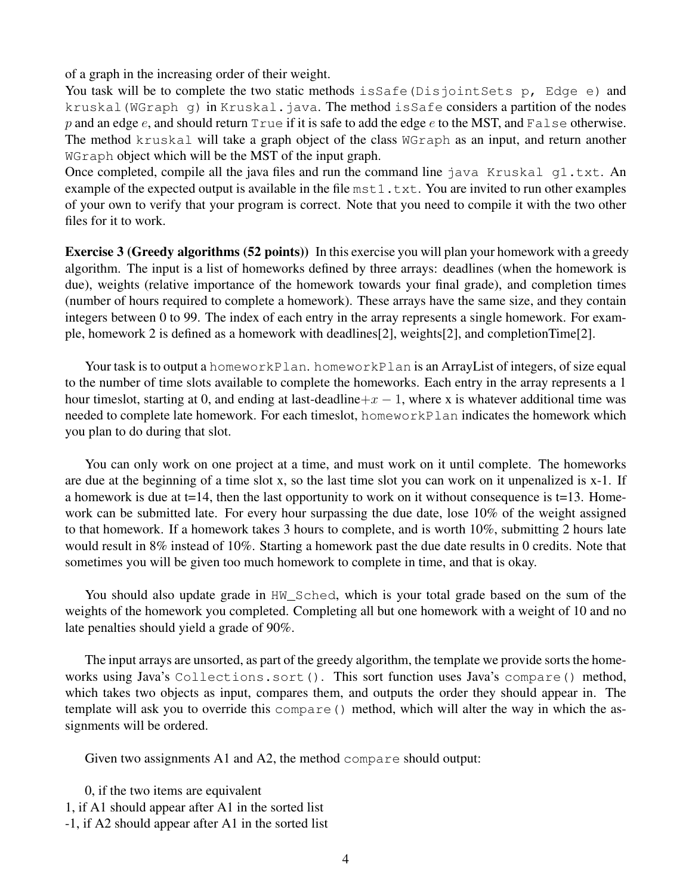of a graph in the increasing order of their weight.
You task will be to complete the two static methods `isSafe(DisjointSets p, Edge e)` and `kruskal(WGraph g)` in `Kruskal.java`. The method `isSafe` considers a partition of the nodes $p$ and an edge $e$, and should return `True` if it is safe to add the edge $e$ to the MST, and `False` otherwise. The method `kruskal` will take a graph object of the class `WGraph` as an input, and return another `WGraph` object which will be the MST of the input graph.
Once completed, compile all the java files and run the command line `java Kruskal g1.txt`. An example of the expected output is available in the file `mst1.txt`. You are invited to run other examples of your own to verify that your program is correct. Note that you need to compile it with the two other files for it to work.

**Exercise 3 (Greedy algorithms (52 points))** In this exercise you will plan your homework with a greedy algorithm. The input is a list of homeworks defined by three arrays: deadlines (when the homework is due), weights (relative importance of the homework towards your final grade), and completion times (number of hours required to complete a homework). These arrays have the same size, and they contain integers between 0 to 99. The index of each entry in the array represents a single homework. For example, homework 2 is defined as a homework with deadlines[2], weights[2], and completionTime[2].

Your task is to output a `homeworkPlan`. `homeworkPlan` is an ArrayList of integers, of size equal to the number of time slots available to complete the homeworks. Each entry in the array represents a 1 hour timeslot, starting at 0, and ending at last-deadline$+x-1$, where x is whatever additional time was needed to complete late homework. For each timeslot, `homeworkPlan` indicates the homework which you plan to do during that slot.

You can only work on one project at a time, and must work on it until complete. The homeworks are due at the beginning of a time slot x, so the last time slot you can work on it unpenalized is x-1. If a homework is due at t=14, then the last opportunity to work on it without consequence is t=13. Homework can be submitted late. For every hour surpassing the due date, lose 10% of the weight assigned to that homework. If a homework takes 3 hours to complete, and is worth 10%, submitting 2 hours late would result in 8% instead of 10%. Starting a homework past the due date results in 0 credits. Note that sometimes you will be given too much homework to complete in time, and that is okay.

You should also update grade in `HW_Sched`, which is your total grade based on the sum of the weights of the homework you completed. Completing all but one homework with a weight of 10 and no late penalties should yield a grade of 90%.

The input arrays are unsorted, as part of the greedy algorithm, the template we provide sorts the homeworks using Java's `Collections.sort()`. This sort function uses Java's `compare()` method, which takes two objects as input, compares them, and outputs the order they should appear in. The template will ask you to override this `compare()` method, which will alter the way in which the assignments will be ordered.

Given two assignments A1 and A2, the method `compare` should output:

0, if the two items are equivalent
1, if A1 should appear after A1 in the sorted list
-1, if A2 should appear after A1 in the sorted list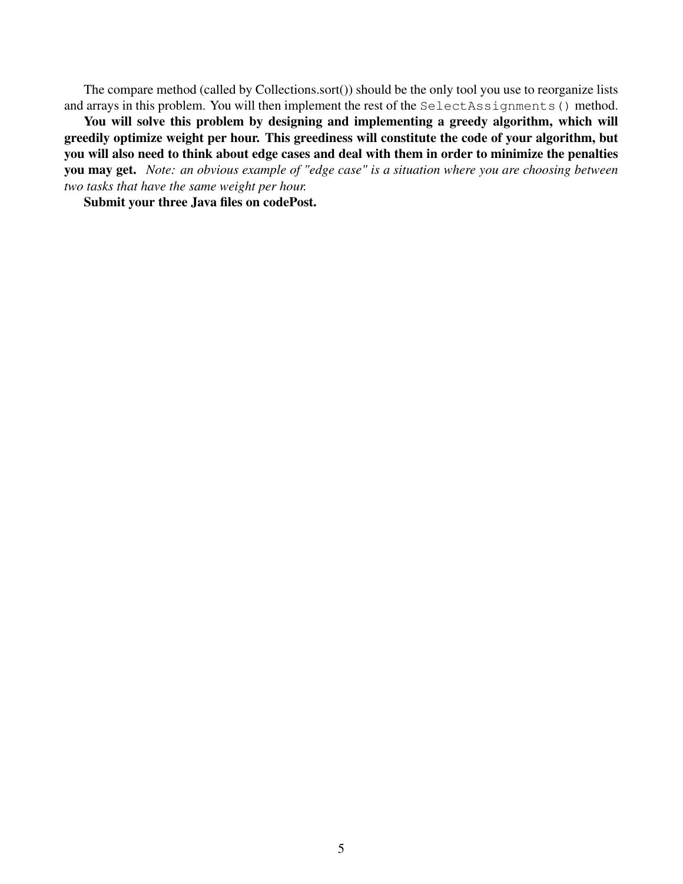The compare method (called by Collections.sort()) should be the only tool you use to reorganize lists and arrays in this problem. You will then implement the rest of the `SelectAssignments()` method.

**You will solve this problem by designing and implementing a greedy algorithm, which will greedily optimize weight per hour. This greediness will constitute the code of your algorithm, but you will also need to think about edge cases and deal with them in order to minimize the penalties you may get.** *Note: an obvious example of "edge case" is a situation where you are choosing between two tasks that have the same weight per hour.*

**Submit your three Java files on codePost.**